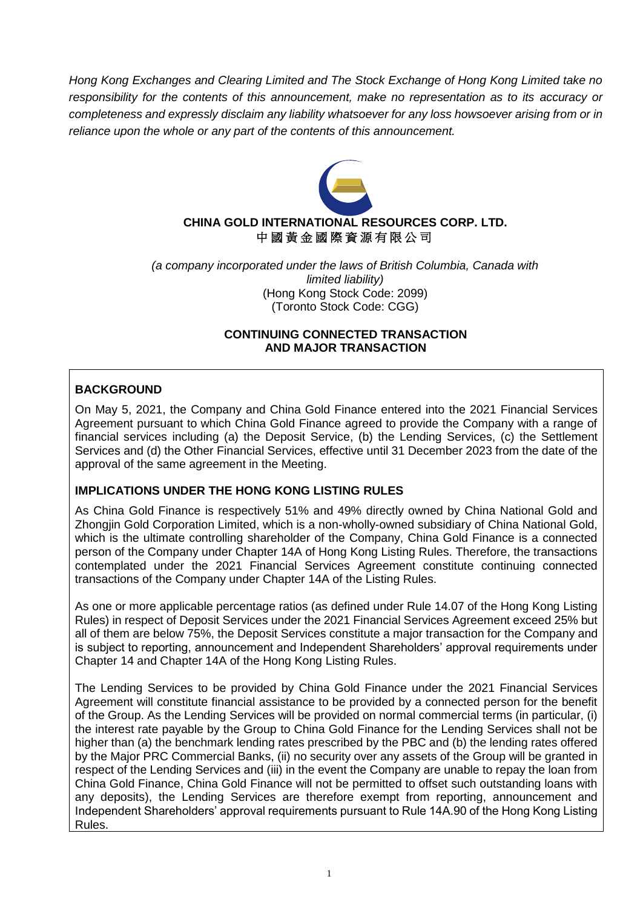*Hong Kong Exchanges and Clearing Limited and The Stock Exchange of Hong Kong Limited take no responsibility for the contents of this announcement, make no representation as to its accuracy or completeness and expressly disclaim any liability whatsoever for any loss howsoever arising from or in reliance upon the whole or any part of the contents of this announcement.*

**CHINA GOLD INTERNATIONAL RESOURCES CORP. LTD.**
**中國黃金國際資源有限公司**

*(a company incorporated under the laws of British Columbia, Canada with limited liability)*
(Hong Kong Stock Code: 2099)
(Toronto Stock Code: CGG)

**CONTINUING CONNECTED TRANSACTION AND MAJOR TRANSACTION**

**BACKGROUND**

On May 5, 2021, the Company and China Gold Finance entered into the 2021 Financial Services Agreement pursuant to which China Gold Finance agreed to provide the Company with a range of financial services including (a) the Deposit Service, (b) the Lending Services, (c) the Settlement Services and (d) the Other Financial Services, effective until 31 December 2023 from the date of the approval of the same agreement in the Meeting.

**IMPLICATIONS UNDER THE HONG KONG LISTING RULES**

As China Gold Finance is respectively 51% and 49% directly owned by China National Gold and Zhongjin Gold Corporation Limited, which is a non-wholly-owned subsidiary of China National Gold, which is the ultimate controlling shareholder of the Company, China Gold Finance is a connected person of the Company under Chapter 14A of Hong Kong Listing Rules. Therefore, the transactions contemplated under the 2021 Financial Services Agreement constitute continuing connected transactions of the Company under Chapter 14A of the Listing Rules.

As one or more applicable percentage ratios (as defined under Rule 14.07 of the Hong Kong Listing Rules) in respect of Deposit Services under the 2021 Financial Services Agreement exceed 25% but all of them are below 75%, the Deposit Services constitute a major transaction for the Company and is subject to reporting, announcement and Independent Shareholders' approval requirements under Chapter 14 and Chapter 14A of the Hong Kong Listing Rules.

The Lending Services to be provided by China Gold Finance under the 2021 Financial Services Agreement will constitute financial assistance to be provided by a connected person for the benefit of the Group. As the Lending Services will be provided on normal commercial terms (in particular, (i) the interest rate payable by the Group to China Gold Finance for the Lending Services shall not be higher than (a) the benchmark lending rates prescribed by the PBC and (b) the lending rates offered by the Major PRC Commercial Banks, (ii) no security over any assets of the Group will be granted in respect of the Lending Services and (iii) in the event the Company are unable to repay the loan from China Gold Finance, China Gold Finance will not be permitted to offset such outstanding loans with any deposits), the Lending Services are therefore exempt from reporting, announcement and Independent Shareholders' approval requirements pursuant to Rule 14A.90 of the Hong Kong Listing Rules.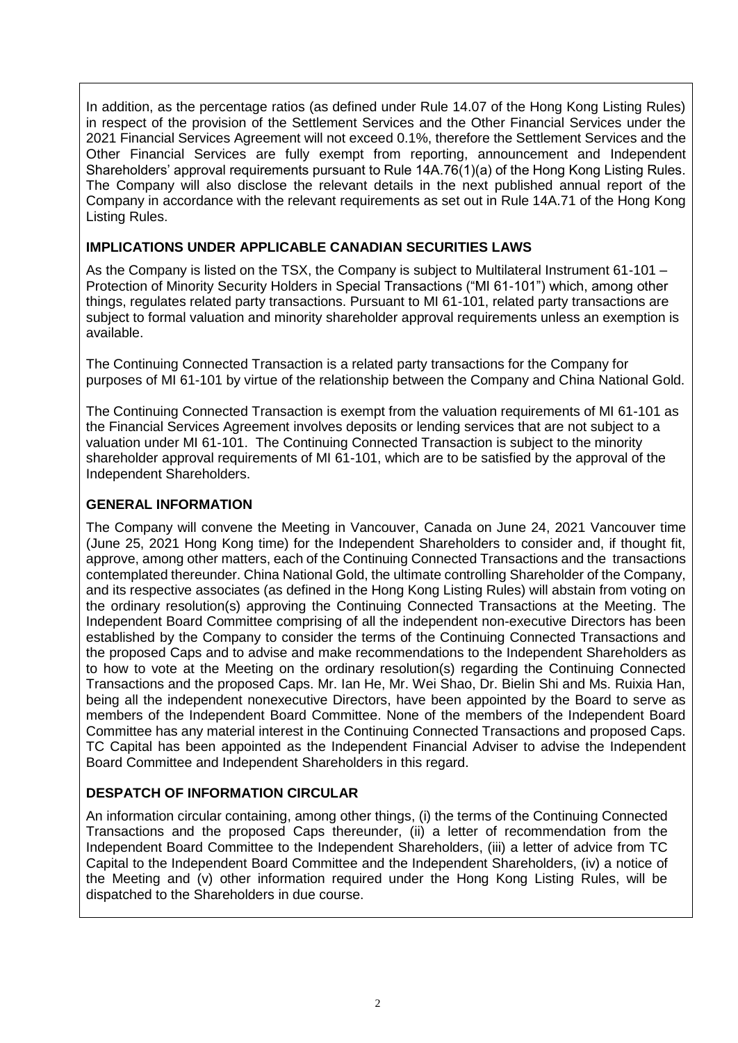In addition, as the percentage ratios (as defined under Rule 14.07 of the Hong Kong Listing Rules) in respect of the provision of the Settlement Services and the Other Financial Services under the 2021 Financial Services Agreement will not exceed 0.1%, therefore the Settlement Services and the Other Financial Services are fully exempt from reporting, announcement and Independent Shareholders' approval requirements pursuant to Rule 14A.76(1)(a) of the Hong Kong Listing Rules. The Company will also disclose the relevant details in the next published annual report of the Company in accordance with the relevant requirements as set out in Rule 14A.71 of the Hong Kong Listing Rules.

## IMPLICATIONS UNDER APPLICABLE CANADIAN SECURITIES LAWS

As the Company is listed on the TSX, the Company is subject to Multilateral Instrument 61-101 – Protection of Minority Security Holders in Special Transactions ("MI 61-101") which, among other things, regulates related party transactions. Pursuant to MI 61-101, related party transactions are subject to formal valuation and minority shareholder approval requirements unless an exemption is available.

The Continuing Connected Transaction is a related party transactions for the Company for purposes of MI 61-101 by virtue of the relationship between the Company and China National Gold.

The Continuing Connected Transaction is exempt from the valuation requirements of MI 61-101 as the Financial Services Agreement involves deposits or lending services that are not subject to a valuation under MI 61-101. The Continuing Connected Transaction is subject to the minority shareholder approval requirements of MI 61-101, which are to be satisfied by the approval of the Independent Shareholders.

## GENERAL INFORMATION

The Company will convene the Meeting in Vancouver, Canada on June 24, 2021 Vancouver time (June 25, 2021 Hong Kong time) for the Independent Shareholders to consider and, if thought fit, approve, among other matters, each of the Continuing Connected Transactions and the transactions contemplated thereunder. China National Gold, the ultimate controlling Shareholder of the Company, and its respective associates (as defined in the Hong Kong Listing Rules) will abstain from voting on the ordinary resolution(s) approving the Continuing Connected Transactions at the Meeting. The Independent Board Committee comprising of all the independent non-executive Directors has been established by the Company to consider the terms of the Continuing Connected Transactions and the proposed Caps and to advise and make recommendations to the Independent Shareholders as to how to vote at the Meeting on the ordinary resolution(s) regarding the Continuing Connected Transactions and the proposed Caps. Mr. Ian He, Mr. Wei Shao, Dr. Bielin Shi and Ms. Ruixia Han, being all the independent nonexecutive Directors, have been appointed by the Board to serve as members of the Independent Board Committee. None of the members of the Independent Board Committee has any material interest in the Continuing Connected Transactions and proposed Caps. TC Capital has been appointed as the Independent Financial Adviser to advise the Independent Board Committee and Independent Shareholders in this regard.

## DESPATCH OF INFORMATION CIRCULAR

An information circular containing, among other things, (i) the terms of the Continuing Connected Transactions and the proposed Caps thereunder, (ii) a letter of recommendation from the Independent Board Committee to the Independent Shareholders, (iii) a letter of advice from TC Capital to the Independent Board Committee and the Independent Shareholders, (iv) a notice of the Meeting and (v) other information required under the Hong Kong Listing Rules, will be dispatched to the Shareholders in due course.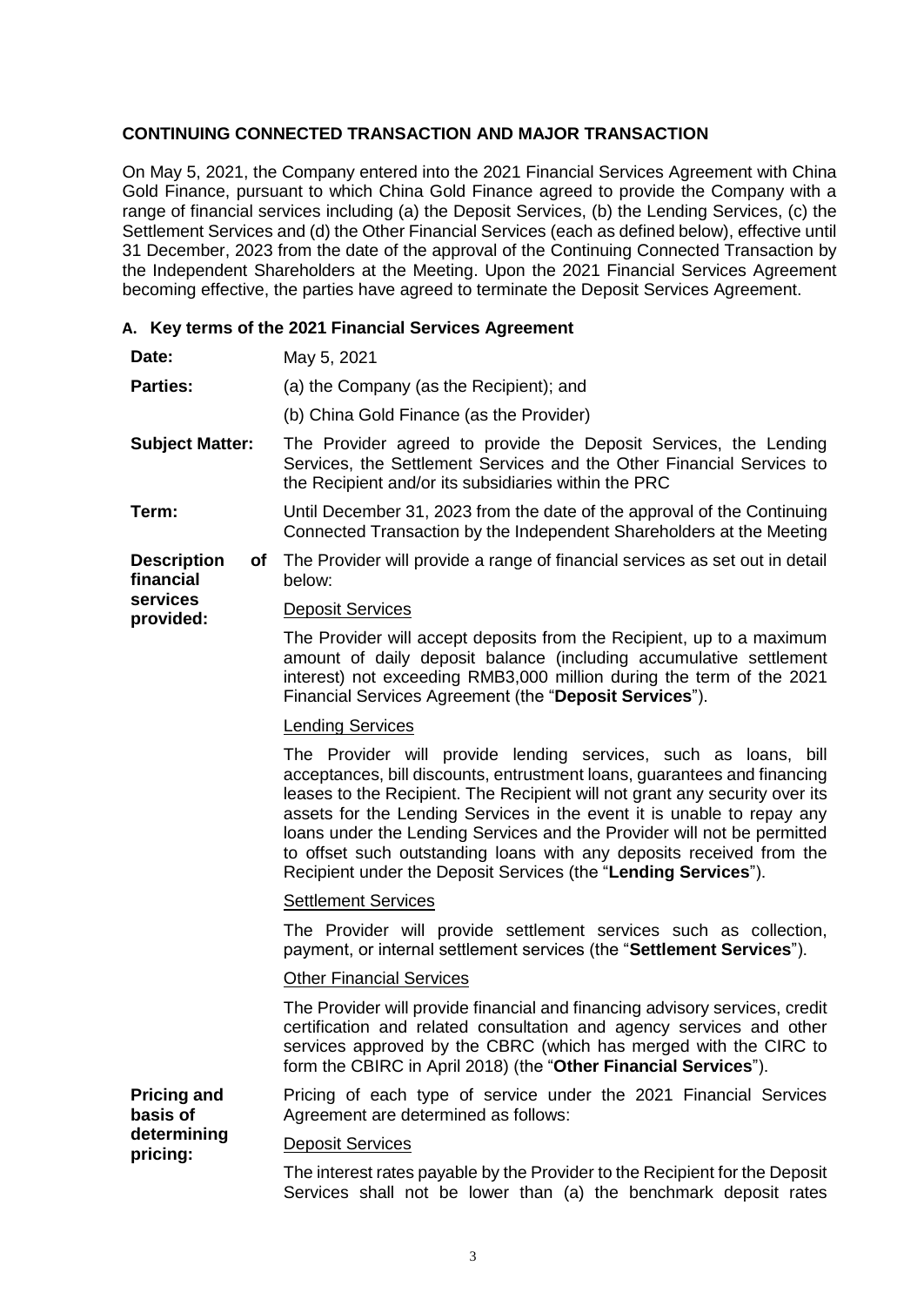## CONTINUING CONNECTED TRANSACTION AND MAJOR TRANSACTION

On May 5, 2021, the Company entered into the 2021 Financial Services Agreement with China Gold Finance, pursuant to which China Gold Finance agreed to provide the Company with a range of financial services including (a) the Deposit Services, (b) the Lending Services, (c) the Settlement Services and (d) the Other Financial Services (each as defined below), effective until 31 December, 2023 from the date of the approval of the Continuing Connected Transaction by the Independent Shareholders at the Meeting. Upon the 2021 Financial Services Agreement becoming effective, the parties have agreed to terminate the Deposit Services Agreement.

### A. Key terms of the 2021 Financial Services Agreement

**Date:** May 5, 2021

**Parties:** (a) the Company (as the Recipient); and

(b) China Gold Finance (as the Provider)

**Subject Matter:** The Provider agreed to provide the Deposit Services, the Lending Services, the Settlement Services and the Other Financial Services to the Recipient and/or its subsidiaries within the PRC

**Term:** Until December 31, 2023 from the date of the approval of the Continuing Connected Transaction by the Independent Shareholders at the Meeting

**Description of financial services provided:** The Provider will provide a range of financial services as set out in detail below:

Deposit Services

The Provider will accept deposits from the Recipient, up to a maximum amount of daily deposit balance (including accumulative settlement interest) not exceeding RMB3,000 million during the term of the 2021 Financial Services Agreement (the "**Deposit Services**").

Lending Services

The Provider will provide lending services, such as loans, bill acceptances, bill discounts, entrustment loans, guarantees and financing leases to the Recipient. The Recipient will not grant any security over its assets for the Lending Services in the event it is unable to repay any loans under the Lending Services and the Provider will not be permitted to offset such outstanding loans with any deposits received from the Recipient under the Deposit Services (the "**Lending Services**").

Settlement Services

The Provider will provide settlement services such as collection, payment, or internal settlement services (the "**Settlement Services**").

Other Financial Services

The Provider will provide financial and financing advisory services, credit certification and related consultation and agency services and other services approved by the CBRC (which has merged with the CIRC to form the CBIRC in April 2018) (the "**Other Financial Services**").

**Pricing and basis of determining pricing:** Pricing of each type of service under the 2021 Financial Services Agreement are determined as follows:

Deposit Services

The interest rates payable by the Provider to the Recipient for the Deposit Services shall not be lower than (a) the benchmark deposit rates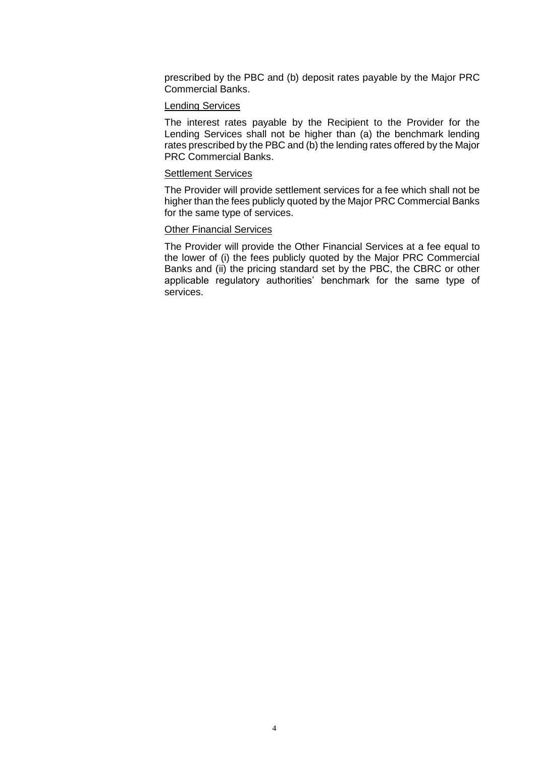prescribed by the PBC and (b) deposit rates payable by the Major PRC Commercial Banks.

Lending Services

The interest rates payable by the Recipient to the Provider for the Lending Services shall not be higher than (a) the benchmark lending rates prescribed by the PBC and (b) the lending rates offered by the Major PRC Commercial Banks.

Settlement Services

The Provider will provide settlement services for a fee which shall not be higher than the fees publicly quoted by the Major PRC Commercial Banks for the same type of services.

Other Financial Services

The Provider will provide the Other Financial Services at a fee equal to the lower of (i) the fees publicly quoted by the Major PRC Commercial Banks and (ii) the pricing standard set by the PBC, the CBRC or other applicable regulatory authorities' benchmark for the same type of services.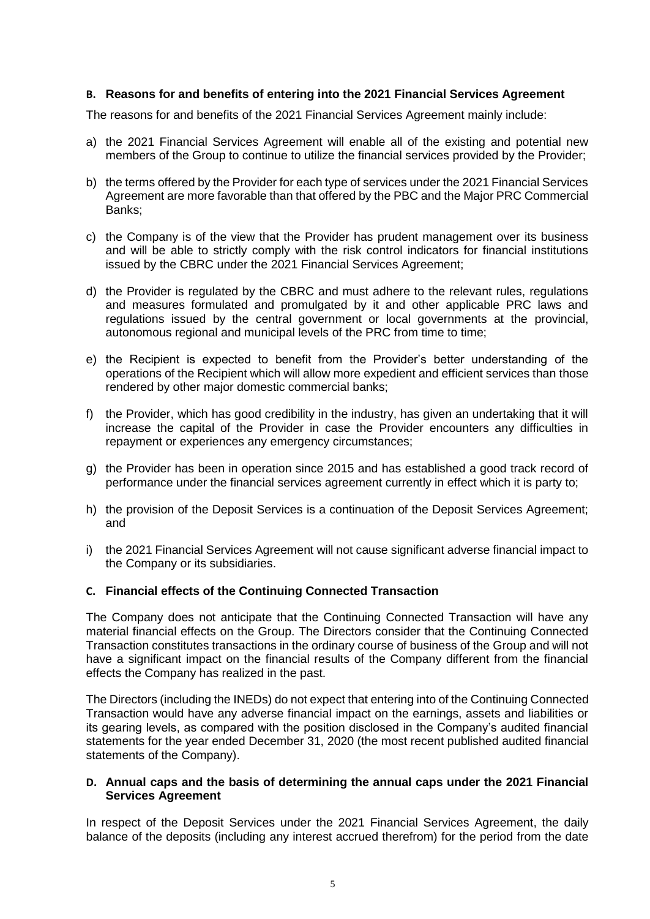### B. Reasons for and benefits of entering into the 2021 Financial Services Agreement

The reasons for and benefits of the 2021 Financial Services Agreement mainly include:

a) the 2021 Financial Services Agreement will enable all of the existing and potential new members of the Group to continue to utilize the financial services provided by the Provider;

b) the terms offered by the Provider for each type of services under the 2021 Financial Services Agreement are more favorable than that offered by the PBC and the Major PRC Commercial Banks;

c) the Company is of the view that the Provider has prudent management over its business and will be able to strictly comply with the risk control indicators for financial institutions issued by the CBRC under the 2021 Financial Services Agreement;

d) the Provider is regulated by the CBRC and must adhere to the relevant rules, regulations and measures formulated and promulgated by it and other applicable PRC laws and regulations issued by the central government or local governments at the provincial, autonomous regional and municipal levels of the PRC from time to time;

e) the Recipient is expected to benefit from the Provider's better understanding of the operations of the Recipient which will allow more expedient and efficient services than those rendered by other major domestic commercial banks;

f) the Provider, which has good credibility in the industry, has given an undertaking that it will increase the capital of the Provider in case the Provider encounters any difficulties in repayment or experiences any emergency circumstances;

g) the Provider has been in operation since 2015 and has established a good track record of performance under the financial services agreement currently in effect which it is party to;

h) the provision of the Deposit Services is a continuation of the Deposit Services Agreement; and

i) the 2021 Financial Services Agreement will not cause significant adverse financial impact to the Company or its subsidiaries.

### C. Financial effects of the Continuing Connected Transaction

The Company does not anticipate that the Continuing Connected Transaction will have any material financial effects on the Group. The Directors consider that the Continuing Connected Transaction constitutes transactions in the ordinary course of business of the Group and will not have a significant impact on the financial results of the Company different from the financial effects the Company has realized in the past.

The Directors (including the INEDs) do not expect that entering into of the Continuing Connected Transaction would have any adverse financial impact on the earnings, assets and liabilities or its gearing levels, as compared with the position disclosed in the Company's audited financial statements for the year ended December 31, 2020 (the most recent published audited financial statements of the Company).

### D. Annual caps and the basis of determining the annual caps under the 2021 Financial Services Agreement

In respect of the Deposit Services under the 2021 Financial Services Agreement, the daily balance of the deposits (including any interest accrued therefrom) for the period from the date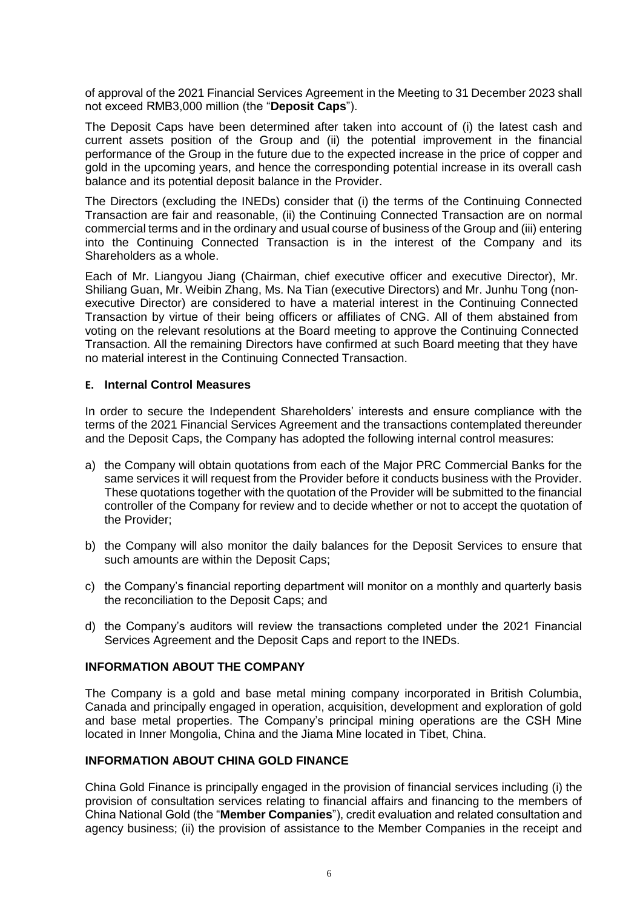of approval of the 2021 Financial Services Agreement in the Meeting to 31 December 2023 shall not exceed RMB3,000 million (the "**Deposit Caps**").

The Deposit Caps have been determined after taken into account of (i) the latest cash and current assets position of the Group and (ii) the potential improvement in the financial performance of the Group in the future due to the expected increase in the price of copper and gold in the upcoming years, and hence the corresponding potential increase in its overall cash balance and its potential deposit balance in the Provider.

The Directors (excluding the INEDs) consider that (i) the terms of the Continuing Connected Transaction are fair and reasonable, (ii) the Continuing Connected Transaction are on normal commercial terms and in the ordinary and usual course of business of the Group and (iii) entering into the Continuing Connected Transaction is in the interest of the Company and its Shareholders as a whole.

Each of Mr. Liangyou Jiang (Chairman, chief executive officer and executive Director), Mr. Shiliang Guan, Mr. Weibin Zhang, Ms. Na Tian (executive Directors) and Mr. Junhu Tong (non-executive Director) are considered to have a material interest in the Continuing Connected Transaction by virtue of their being officers or affiliates of CNG. All of them abstained from voting on the relevant resolutions at the Board meeting to approve the Continuing Connected Transaction. All the remaining Directors have confirmed at such Board meeting that they have no material interest in the Continuing Connected Transaction.

### E. Internal Control Measures

In order to secure the Independent Shareholders' interests and ensure compliance with the terms of the 2021 Financial Services Agreement and the transactions contemplated thereunder and the Deposit Caps, the Company has adopted the following internal control measures:

a) the Company will obtain quotations from each of the Major PRC Commercial Banks for the same services it will request from the Provider before it conducts business with the Provider. These quotations together with the quotation of the Provider will be submitted to the financial controller of the Company for review and to decide whether or not to accept the quotation of the Provider;

b) the Company will also monitor the daily balances for the Deposit Services to ensure that such amounts are within the Deposit Caps;

c) the Company's financial reporting department will monitor on a monthly and quarterly basis the reconciliation to the Deposit Caps; and

d) the Company's auditors will review the transactions completed under the 2021 Financial Services Agreement and the Deposit Caps and report to the INEDs.

## INFORMATION ABOUT THE COMPANY

The Company is a gold and base metal mining company incorporated in British Columbia, Canada and principally engaged in operation, acquisition, development and exploration of gold and base metal properties. The Company's principal mining operations are the CSH Mine located in Inner Mongolia, China and the Jiama Mine located in Tibet, China.

## INFORMATION ABOUT CHINA GOLD FINANCE

China Gold Finance is principally engaged in the provision of financial services including (i) the provision of consultation services relating to financial affairs and financing to the members of China National Gold (the "**Member Companies**"), credit evaluation and related consultation and agency business; (ii) the provision of assistance to the Member Companies in the receipt and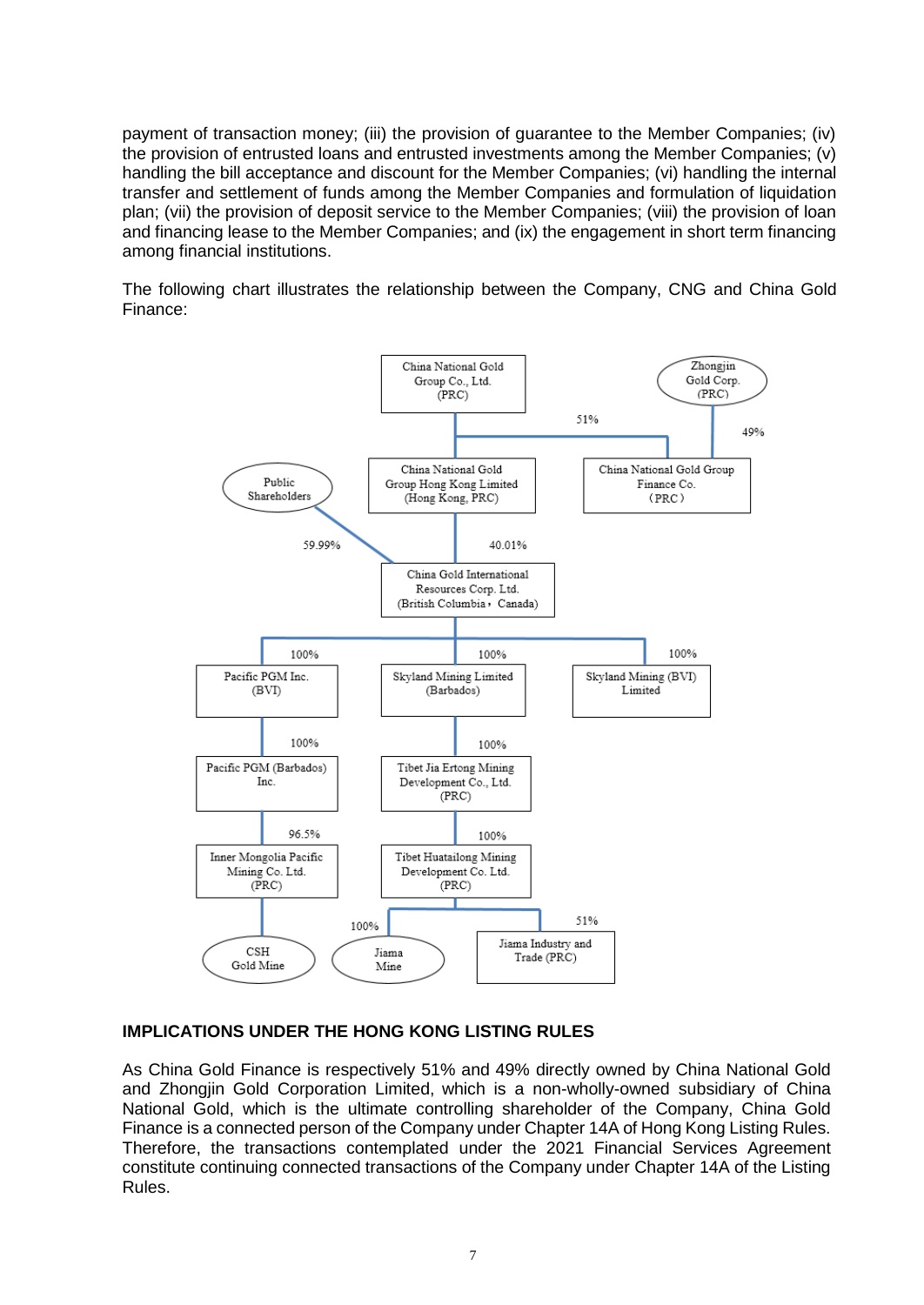payment of transaction money; (iii) the provision of guarantee to the Member Companies; (iv) the provision of entrusted loans and entrusted investments among the Member Companies; (v) handling the bill acceptance and discount for the Member Companies; (vi) handling the internal transfer and settlement of funds among the Member Companies and formulation of liquidation plan; (vii) the provision of deposit service to the Member Companies; (viii) the provision of loan and financing lease to the Member Companies; and (ix) the engagement in short term financing among financial institutions.

The following chart illustrates the relationship between the Company, CNG and China Gold Finance:

- China National Gold Group Co., Ltd. (PRC)
  - 100%: China National Gold Group Hong Kong Limited (Hong Kong, PRC)
    - 40.01%: China Gold International Resources Corp. Ltd. (British Columbia, Canada)
  - 51%: China National Gold Group Finance Co. (PRC)
- Zhongjin Gold Corp. (PRC)
  - 49%: China National Gold Group Finance Co. (PRC)
- Public Shareholders
  - 59.99%: China Gold International Resources Corp. Ltd. (British Columbia, Canada)
- China Gold International Resources Corp. Ltd. (British Columbia, Canada)
  - 100%: Pacific PGM Inc. (BVI)
    - 100%: Pacific PGM (Barbados) Inc.
      - 96.5%: Inner Mongolia Pacific Mining Co. Ltd. (PRC)
        - CSH Gold Mine
  - 100%: Skyland Mining Limited (Barbados)
    - 100%: Tibet Jia Ertong Mining Development Co., Ltd. (PRC)
      - 100%: Tibet Huatailong Mining Development Co. Ltd. (PRC)
        - 100%: Jiama Mine
        - 51%: Jiama Industry and Trade (PRC)
  - 100%: Skyland Mining (BVI) Limited

## IMPLICATIONS UNDER THE HONG KONG LISTING RULES

As China Gold Finance is respectively 51% and 49% directly owned by China National Gold and Zhongjin Gold Corporation Limited, which is a non-wholly-owned subsidiary of China National Gold, which is the ultimate controlling shareholder of the Company, China Gold Finance is a connected person of the Company under Chapter 14A of Hong Kong Listing Rules. Therefore, the transactions contemplated under the 2021 Financial Services Agreement constitute continuing connected transactions of the Company under Chapter 14A of the Listing Rules.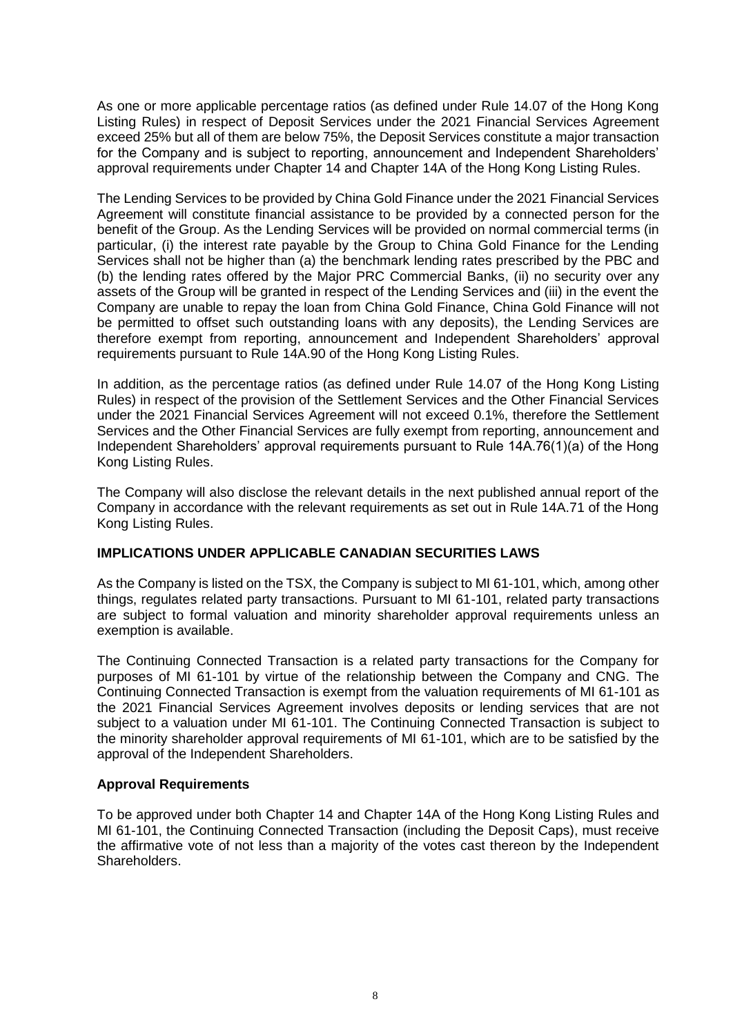As one or more applicable percentage ratios (as defined under Rule 14.07 of the Hong Kong Listing Rules) in respect of Deposit Services under the 2021 Financial Services Agreement exceed 25% but all of them are below 75%, the Deposit Services constitute a major transaction for the Company and is subject to reporting, announcement and Independent Shareholders' approval requirements under Chapter 14 and Chapter 14A of the Hong Kong Listing Rules.

The Lending Services to be provided by China Gold Finance under the 2021 Financial Services Agreement will constitute financial assistance to be provided by a connected person for the benefit of the Group. As the Lending Services will be provided on normal commercial terms (in particular, (i) the interest rate payable by the Group to China Gold Finance for the Lending Services shall not be higher than (a) the benchmark lending rates prescribed by the PBC and (b) the lending rates offered by the Major PRC Commercial Banks, (ii) no security over any assets of the Group will be granted in respect of the Lending Services and (iii) in the event the Company are unable to repay the loan from China Gold Finance, China Gold Finance will not be permitted to offset such outstanding loans with any deposits), the Lending Services are therefore exempt from reporting, announcement and Independent Shareholders' approval requirements pursuant to Rule 14A.90 of the Hong Kong Listing Rules.

In addition, as the percentage ratios (as defined under Rule 14.07 of the Hong Kong Listing Rules) in respect of the provision of the Settlement Services and the Other Financial Services under the 2021 Financial Services Agreement will not exceed 0.1%, therefore the Settlement Services and the Other Financial Services are fully exempt from reporting, announcement and Independent Shareholders' approval requirements pursuant to Rule 14A.76(1)(a) of the Hong Kong Listing Rules.

The Company will also disclose the relevant details in the next published annual report of the Company in accordance with the relevant requirements as set out in Rule 14A.71 of the Hong Kong Listing Rules.

## IMPLICATIONS UNDER APPLICABLE CANADIAN SECURITIES LAWS

As the Company is listed on the TSX, the Company is subject to MI 61-101, which, among other things, regulates related party transactions. Pursuant to MI 61-101, related party transactions are subject to formal valuation and minority shareholder approval requirements unless an exemption is available.

The Continuing Connected Transaction is a related party transactions for the Company for purposes of MI 61-101 by virtue of the relationship between the Company and CNG. The Continuing Connected Transaction is exempt from the valuation requirements of MI 61-101 as the 2021 Financial Services Agreement involves deposits or lending services that are not subject to a valuation under MI 61-101. The Continuing Connected Transaction is subject to the minority shareholder approval requirements of MI 61-101, which are to be satisfied by the approval of the Independent Shareholders.

### Approval Requirements

To be approved under both Chapter 14 and Chapter 14A of the Hong Kong Listing Rules and MI 61-101, the Continuing Connected Transaction (including the Deposit Caps), must receive the affirmative vote of not less than a majority of the votes cast thereon by the Independent Shareholders.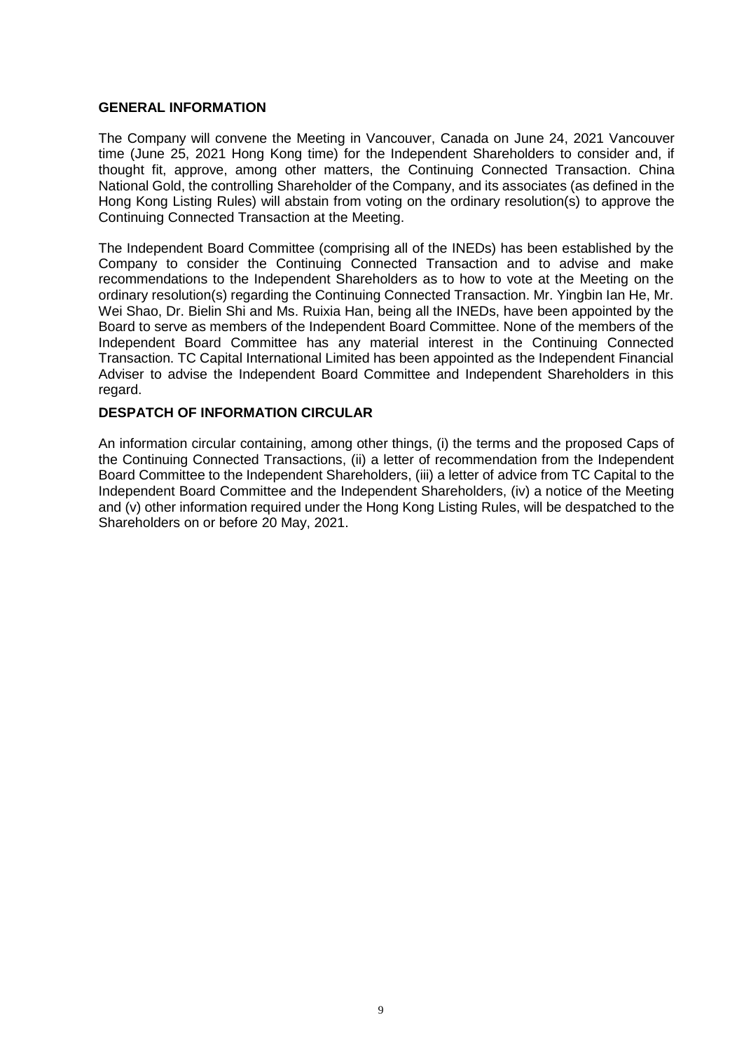## GENERAL INFORMATION

The Company will convene the Meeting in Vancouver, Canada on June 24, 2021 Vancouver time (June 25, 2021 Hong Kong time) for the Independent Shareholders to consider and, if thought fit, approve, among other matters, the Continuing Connected Transaction. China National Gold, the controlling Shareholder of the Company, and its associates (as defined in the Hong Kong Listing Rules) will abstain from voting on the ordinary resolution(s) to approve the Continuing Connected Transaction at the Meeting.

The Independent Board Committee (comprising all of the INEDs) has been established by the Company to consider the Continuing Connected Transaction and to advise and make recommendations to the Independent Shareholders as to how to vote at the Meeting on the ordinary resolution(s) regarding the Continuing Connected Transaction. Mr. Yingbin Ian He, Mr. Wei Shao, Dr. Bielin Shi and Ms. Ruixia Han, being all the INEDs, have been appointed by the Board to serve as members of the Independent Board Committee. None of the members of the Independent Board Committee has any material interest in the Continuing Connected Transaction. TC Capital International Limited has been appointed as the Independent Financial Adviser to advise the Independent Board Committee and Independent Shareholders in this regard.

## DESPATCH OF INFORMATION CIRCULAR

An information circular containing, among other things, (i) the terms and the proposed Caps of the Continuing Connected Transactions, (ii) a letter of recommendation from the Independent Board Committee to the Independent Shareholders, (iii) a letter of advice from TC Capital to the Independent Board Committee and the Independent Shareholders, (iv) a notice of the Meeting and (v) other information required under the Hong Kong Listing Rules, will be despatched to the Shareholders on or before 20 May, 2021.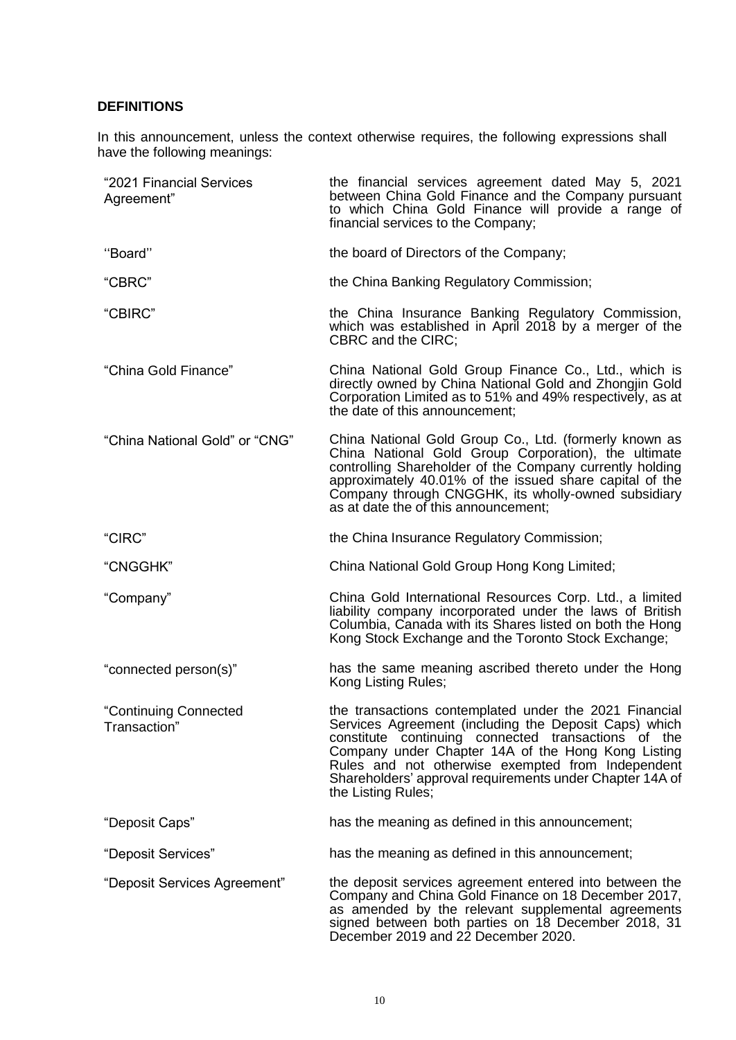**DEFINITIONS**

In this announcement, unless the context otherwise requires, the following expressions shall have the following meanings:

| | |
|---|---|
| "2021 Financial Services Agreement" | the financial services agreement dated May 5, 2021 between China Gold Finance and the Company pursuant to which China Gold Finance will provide a range of financial services to the Company; |
| ''Board'' | the board of Directors of the Company; |
| "CBRC" | the China Banking Regulatory Commission; |
| "CBIRC" | the China Insurance Banking Regulatory Commission, which was established in April 2018 by a merger of the CBRC and the CIRC; |
| "China Gold Finance" | China National Gold Group Finance Co., Ltd., which is directly owned by China National Gold and Zhongjin Gold Corporation Limited as to 51% and 49% respectively, as at the date of this announcement; |
| "China National Gold" or "CNG" | China National Gold Group Co., Ltd. (formerly known as China National Gold Group Corporation), the ultimate controlling Shareholder of the Company currently holding approximately 40.01% of the issued share capital of the Company through CNGGHK, its wholly-owned subsidiary as at date the of this announcement; |
| "CIRC" | the China Insurance Regulatory Commission; |
| "CNGGHK" | China National Gold Group Hong Kong Limited; |
| "Company" | China Gold International Resources Corp. Ltd., a limited liability company incorporated under the laws of British Columbia, Canada with its Shares listed on both the Hong Kong Stock Exchange and the Toronto Stock Exchange; |
| "connected person(s)" | has the same meaning ascribed thereto under the Hong Kong Listing Rules; |
| "Continuing Connected Transaction" | the transactions contemplated under the 2021 Financial Services Agreement (including the Deposit Caps) which constitute continuing connected transactions of the Company under Chapter 14A of the Hong Kong Listing Rules and not otherwise exempted from Independent Shareholders' approval requirements under Chapter 14A of the Listing Rules; |
| "Deposit Caps" | has the meaning as defined in this announcement; |
| "Deposit Services" | has the meaning as defined in this announcement; |
| "Deposit Services Agreement" | the deposit services agreement entered into between the Company and China Gold Finance on 18 December 2017, as amended by the relevant supplemental agreements signed between both parties on 18 December 2018, 31 December 2019 and 22 December 2020. |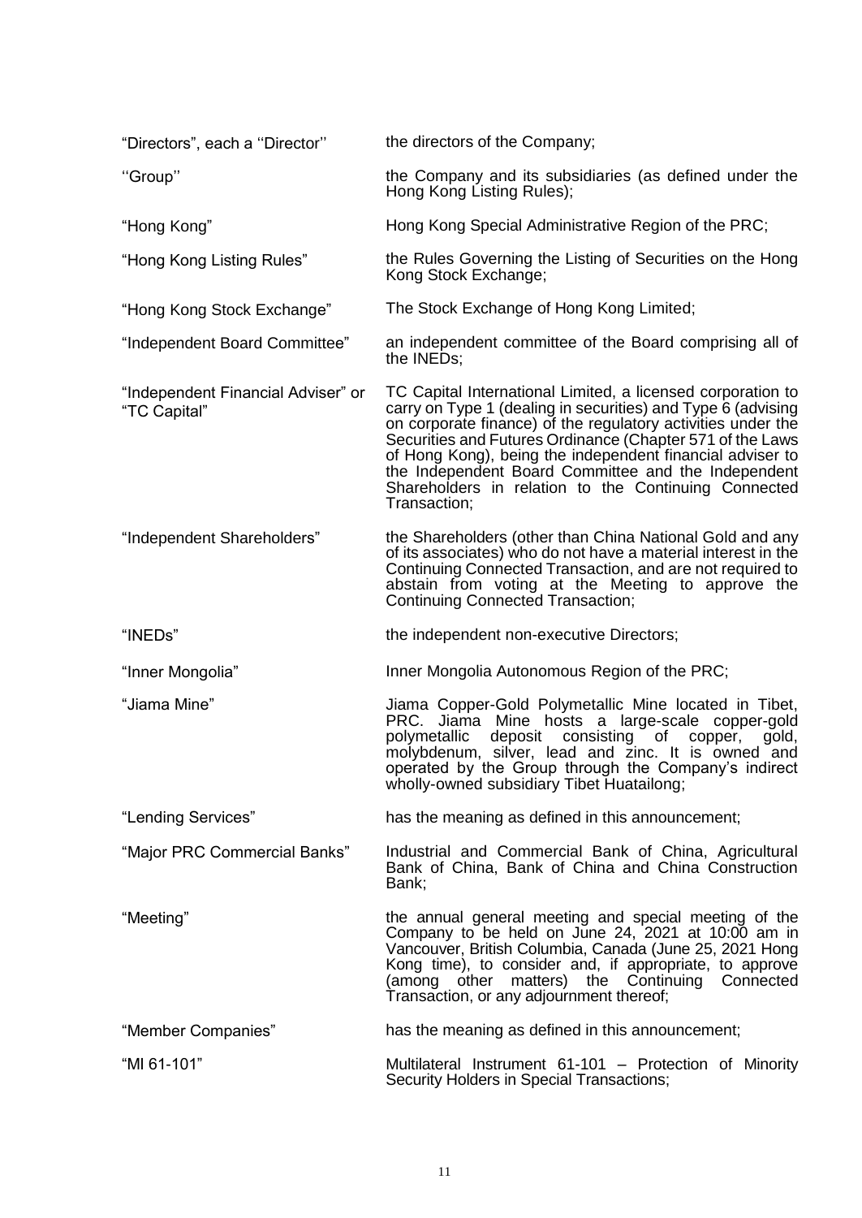| | |
|---|---|
| "Directors", each a "Director" | the directors of the Company; |
| "Group" | the Company and its subsidiaries (as defined under the Hong Kong Listing Rules); |
| "Hong Kong" | Hong Kong Special Administrative Region of the PRC; |
| "Hong Kong Listing Rules" | the Rules Governing the Listing of Securities on the Hong Kong Stock Exchange; |
| "Hong Kong Stock Exchange" | The Stock Exchange of Hong Kong Limited; |
| "Independent Board Committee" | an independent committee of the Board comprising all of the INEDs; |
| "Independent Financial Adviser" or "TC Capital" | TC Capital International Limited, a licensed corporation to carry on Type 1 (dealing in securities) and Type 6 (advising on corporate finance) of the regulatory activities under the Securities and Futures Ordinance (Chapter 571 of the Laws of Hong Kong), being the independent financial adviser to the Independent Board Committee and the Independent Shareholders in relation to the Continuing Connected Transaction; |
| "Independent Shareholders" | the Shareholders (other than China National Gold and any of its associates) who do not have a material interest in the Continuing Connected Transaction, and are not required to abstain from voting at the Meeting to approve the Continuing Connected Transaction; |
| "INEDs" | the independent non-executive Directors; |
| "Inner Mongolia" | Inner Mongolia Autonomous Region of the PRC; |
| "Jiama Mine" | Jiama Copper-Gold Polymetallic Mine located in Tibet, PRC. Jiama Mine hosts a large-scale copper-gold polymetallic deposit consisting of copper, gold, molybdenum, silver, lead and zinc. It is owned and operated by the Group through the Company's indirect wholly-owned subsidiary Tibet Huatailong; |
| "Lending Services" | has the meaning as defined in this announcement; |
| "Major PRC Commercial Banks" | Industrial and Commercial Bank of China, Agricultural Bank of China, Bank of China and China Construction Bank; |
| "Meeting" | the annual general meeting and special meeting of the Company to be held on June 24, 2021 at 10:00 am in Vancouver, British Columbia, Canada (June 25, 2021 Hong Kong time), to consider and, if appropriate, to approve (among other matters) the Continuing Connected Transaction, or any adjournment thereof; |
| "Member Companies" | has the meaning as defined in this announcement; |
| "MI 61-101" | Multilateral Instrument 61-101 – Protection of Minority Security Holders in Special Transactions; |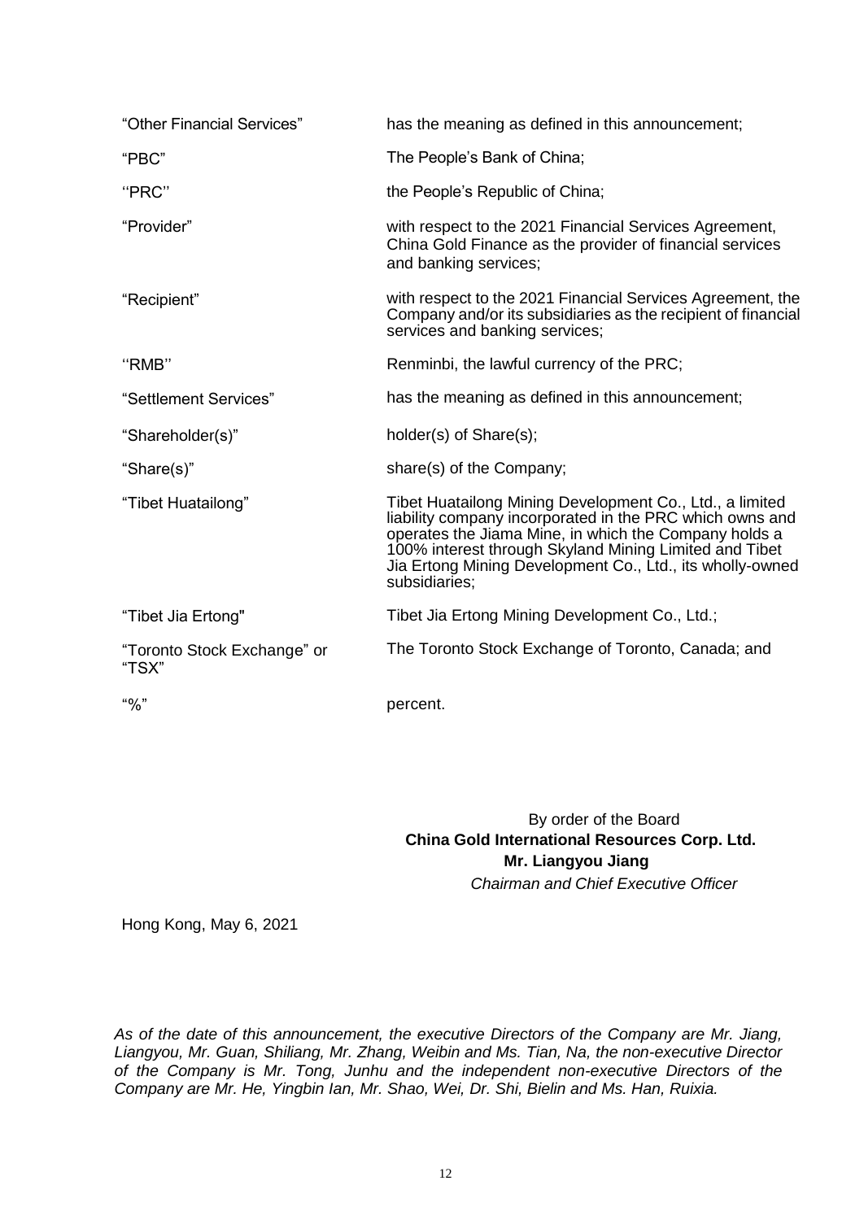| | |
|---|---|
| "Other Financial Services" | has the meaning as defined in this announcement; |
| "PBC" | The People's Bank of China; |
| ''PRC'' | the People's Republic of China; |
| "Provider" | with respect to the 2021 Financial Services Agreement, China Gold Finance as the provider of financial services and banking services; |
| "Recipient" | with respect to the 2021 Financial Services Agreement, the Company and/or its subsidiaries as the recipient of financial services and banking services; |
| ''RMB'' | Renminbi, the lawful currency of the PRC; |
| "Settlement Services" | has the meaning as defined in this announcement; |
| "Shareholder(s)" | holder(s) of Share(s); |
| "Share(s)" | share(s) of the Company; |
| "Tibet Huatailong" | Tibet Huatailong Mining Development Co., Ltd., a limited liability company incorporated in the PRC which owns and operates the Jiama Mine, in which the Company holds a 100% interest through Skyland Mining Limited and Tibet Jia Ertong Mining Development Co., Ltd., its wholly-owned subsidiaries; |
| "Tibet Jia Ertong" | Tibet Jia Ertong Mining Development Co., Ltd.; |
| "Toronto Stock Exchange" or "TSX" | The Toronto Stock Exchange of Toronto, Canada; and |
| "%" | percent. |

By order of the Board
**China Gold International Resources Corp. Ltd.**
**Mr. Liangyou Jiang**
*Chairman and Chief Executive Officer*

Hong Kong, May 6, 2021

*As of the date of this announcement, the executive Directors of the Company are Mr. Jiang, Liangyou, Mr. Guan, Shiliang, Mr. Zhang, Weibin and Ms. Tian, Na, the non-executive Director of the Company is Mr. Tong, Junhu and the independent non-executive Directors of the Company are Mr. He, Yingbin Ian, Mr. Shao, Wei, Dr. Shi, Bielin and Ms. Han, Ruixia.*